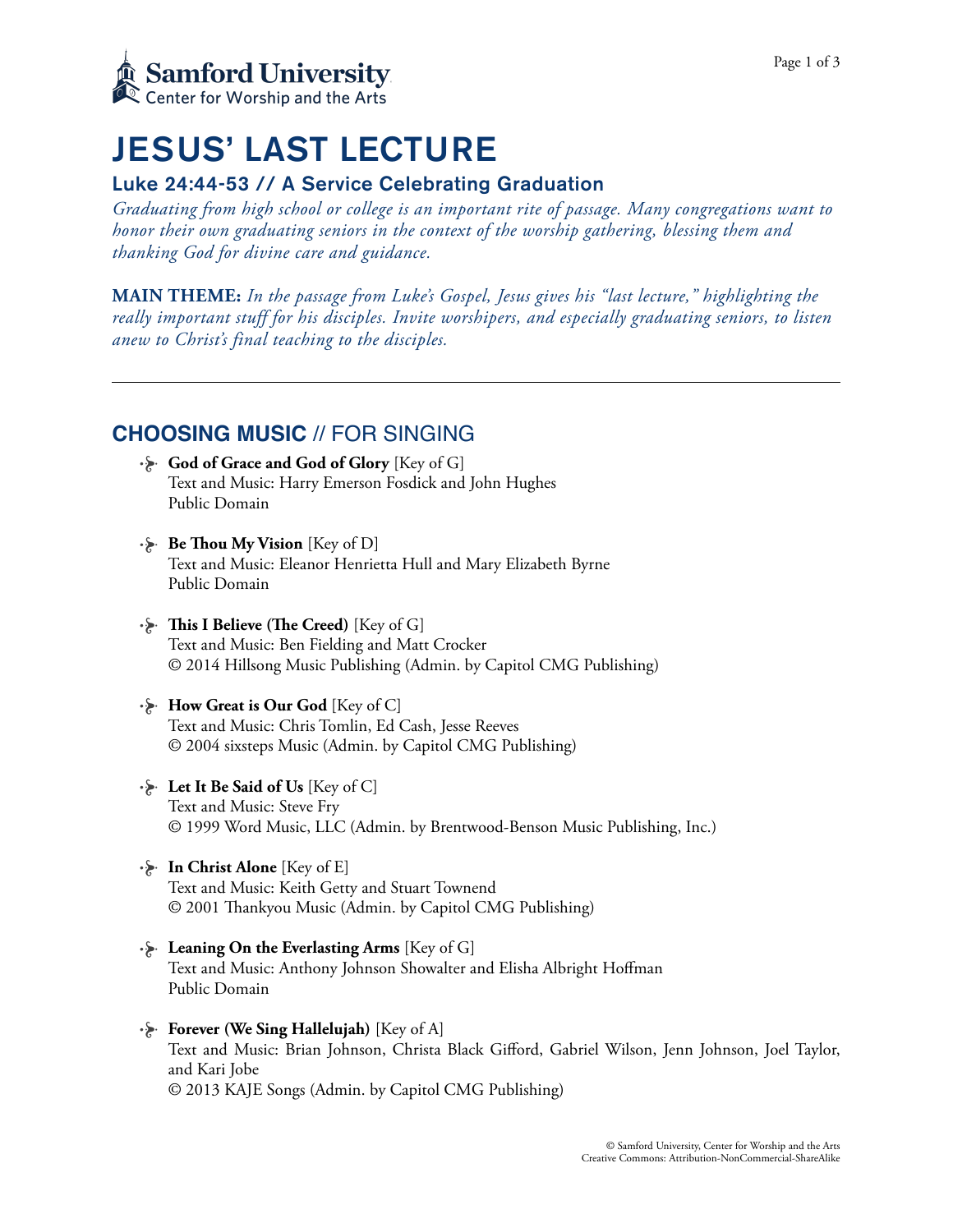Samford University
Center for Worship and the Arts

# JESUS' LAST LECTURE

## Luke 24:44-53 // A Service Celebrating Graduation

*Graduating from high school or college is an important rite of passage. Many congregations want to honor their own graduating seniors in the context of the worship gathering, blessing them and thanking God for divine care and guidance.*

**MAIN THEME:** *In the passage from Luke's Gospel, Jesus gives his "last lecture," highlighting the really important stuff for his disciples. Invite worshipers, and especially graduating seniors, to listen anew to Christ's final teaching to the disciples.*

---

## CHOOSING MUSIC // FOR SINGING

- **God of Grace and God of Glory** [Key of G]
  Text and Music: Harry Emerson Fosdick and John Hughes
  Public Domain

- **Be Thou My Vision** [Key of D]
  Text and Music: Eleanor Henrietta Hull and Mary Elizabeth Byrne
  Public Domain

- **This I Believe (The Creed)** [Key of G]
  Text and Music: Ben Fielding and Matt Crocker
  © 2014 Hillsong Music Publishing (Admin. by Capitol CMG Publishing)

- **How Great is Our God** [Key of C]
  Text and Music: Chris Tomlin, Ed Cash, Jesse Reeves
  © 2004 sixsteps Music (Admin. by Capitol CMG Publishing)

- **Let It Be Said of Us** [Key of C]
  Text and Music: Steve Fry
  © 1999 Word Music, LLC (Admin. by Brentwood-Benson Music Publishing, Inc.)

- **In Christ Alone** [Key of E]
  Text and Music: Keith Getty and Stuart Townend
  © 2001 Thankyou Music (Admin. by Capitol CMG Publishing)

- **Leaning On the Everlasting Arms** [Key of G]
  Text and Music: Anthony Johnson Showalter and Elisha Albright Hoffman
  Public Domain

- **Forever (We Sing Hallelujah)** [Key of A]
  Text and Music: Brian Johnson, Christa Black Gifford, Gabriel Wilson, Jenn Johnson, Joel Taylor, and Kari Jobe
  © 2013 KAJE Songs (Admin. by Capitol CMG Publishing)

© Samford University, Center for Worship and the Arts
Creative Commons: Attribution-NonCommercial-ShareAlike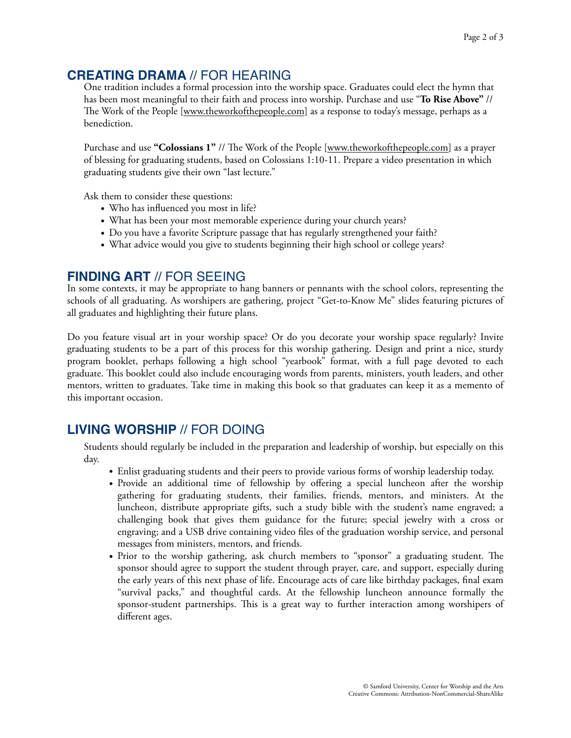## **CREATING DRAMA** // FOR HEARING

One tradition includes a formal procession into the worship space. Graduates could elect the hymn that has been most meaningful to their faith and process into worship. Purchase and use "**To Rise Above" //** The Work of the People [www.theworkofthepeople.com] as a response to today's message, perhaps as a benediction.

Purchase and use **"Colossians 1" //** The Work of the People [www.theworkofthepeople.com] as a prayer of blessing for graduating students, based on Colossians 1:10-11. Prepare a video presentation in which graduating students give their own "last lecture."

Ask them to consider these questions:

- Who has influenced you most in life?
- What has been your most memorable experience during your church years?
- Do you have a favorite Scripture passage that has regularly strengthened your faith?
- What advice would you give to students beginning their high school or college years?

## **FINDING ART** // FOR SEEING

In some contexts, it may be appropriate to hang banners or pennants with the school colors, representing the schools of all graduating. As worshipers are gathering, project "Get-to-Know Me" slides featuring pictures of all graduates and highlighting their future plans.

Do you feature visual art in your worship space? Or do you decorate your worship space regularly? Invite graduating students to be a part of this process for this worship gathering. Design and print a nice, sturdy program booklet, perhaps following a high school "yearbook" format, with a full page devoted to each graduate. This booklet could also include encouraging words from parents, ministers, youth leaders, and other mentors, written to graduates. Take time in making this book so that graduates can keep it as a memento of this important occasion.

## **LIVING WORSHIP** // FOR DOING

Students should regularly be included in the preparation and leadership of worship, but especially on this day.

- Enlist graduating students and their peers to provide various forms of worship leadership today.
- Provide an additional time of fellowship by offering a special luncheon after the worship gathering for graduating students, their families, friends, mentors, and ministers. At the luncheon, distribute appropriate gifts, such a study bible with the student's name engraved; a challenging book that gives them guidance for the future; special jewelry with a cross or engraving; and a USB drive containing video files of the graduation worship service, and personal messages from ministers, mentors, and friends.
- Prior to the worship gathering, ask church members to "sponsor" a graduating student. The sponsor should agree to support the student through prayer, care, and support, especially during the early years of this next phase of life. Encourage acts of care like birthday packages, final exam "survival packs," and thoughtful cards. At the fellowship luncheon announce formally the sponsor-student partnerships. This is a great way to further interaction among worshipers of different ages.

© Samford University, Center for Worship and the Arts
Creative Commons: Attribution-NonCommercial-ShareAlike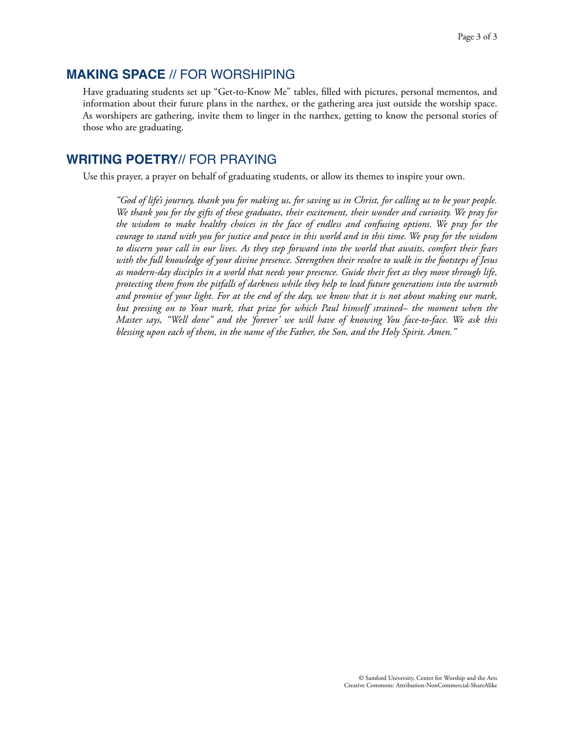## **MAKING SPACE** // FOR WORSHIPING

Have graduating students set up "Get-to-Know Me" tables, filled with pictures, personal mementos, and information about their future plans in the narthex, or the gathering area just outside the worship space. As worshipers are gathering, invite them to linger in the narthex, getting to know the personal stories of those who are graduating.

## **WRITING POETRY**// FOR PRAYING

Use this prayer, a prayer on behalf of graduating students, or allow its themes to inspire your own.

> *"God of life's journey, thank you for making us, for saving us in Christ, for calling us to be your people. We thank you for the gifts of these graduates, their excitement, their wonder and curiosity. We pray for the wisdom to make healthy choices in the face of endless and confusing options. We pray for the courage to stand with you for justice and peace in this world and in this time. We pray for the wisdom to discern your call in our lives. As they step forward into the world that awaits, comfort their fears with the full knowledge of your divine presence. Strengthen their resolve to walk in the footsteps of Jesus as modern-day disciples in a world that needs your presence. Guide their feet as they move through life, protecting them from the pitfalls of darkness while they help to lead future generations into the warmth and promise of your light. For at the end of the day, we know that it is not about making our mark, but pressing on to Your mark, that prize for which Paul himself strained– the moment when the Master says, "Well done" and the 'forever' we will have of knowing You face-to-face. We ask this blessing upon each of them, in the name of the Father, the Son, and the Holy Spirit. Amen."*

© Samford University, Center for Worship and the Arts
Creative Commons: Attribution-NonCommercial-ShareAlike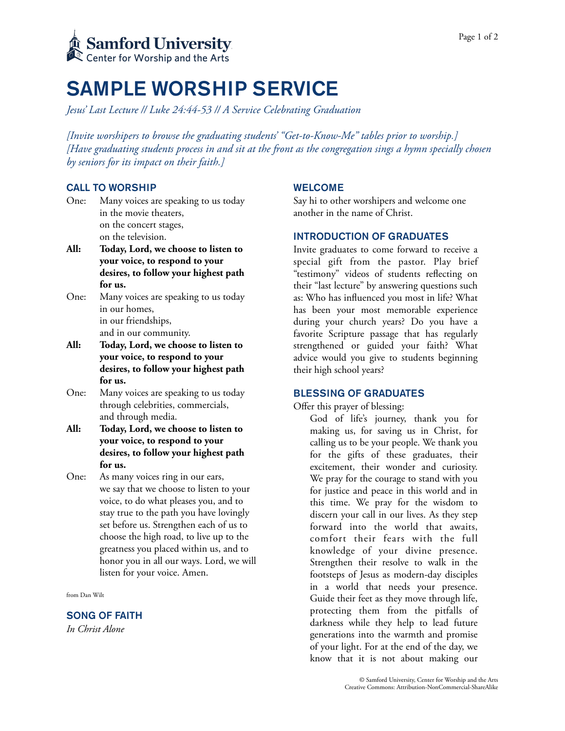Samford University
Center for Worship and the Arts

# SAMPLE WORSHIP SERVICE

*Jesus' Last Lecture // Luke 24:44-53 // A Service Celebrating Graduation*

*[Invite worshipers to browse the graduating students' "Get-to-Know-Me" tables prior to worship.]*
*[Have graduating students process in and sit at the front as the congregation sings a hymn specially chosen by seniors for its impact on their faith.]*

## CALL TO WORSHIP

One: Many voices are speaking to us today
in the movie theaters,
on the concert stages,
on the television.

**All: Today, Lord, we choose to listen to your voice, to respond to your desires, to follow your highest path for us.**

One: Many voices are speaking to us today
in our homes,
in our friendships,
and in our community.

**All: Today, Lord, we choose to listen to your voice, to respond to your desires, to follow your highest path for us.**

One: Many voices are speaking to us today
through celebrities, commercials,
and through media.

**All: Today, Lord, we choose to listen to your voice, to respond to your desires, to follow your highest path for us.**

One: As many voices ring in our ears, we say that we choose to listen to your voice, to do what pleases you, and to stay true to the path you have lovingly set before us. Strengthen each of us to choose the high road, to live up to the greatness you placed within us, and to honor you in all our ways. Lord, we will listen for your voice. Amen.

from Dan Wilt

## SONG OF FAITH

*In Christ Alone*

## WELCOME

Say hi to other worshipers and welcome one another in the name of Christ.

## INTRODUCTION OF GRADUATES

Invite graduates to come forward to receive a special gift from the pastor. Play brief "testimony" videos of students reflecting on their "last lecture" by answering questions such as: Who has influenced you most in life? What has been your most memorable experience during your church years? Do you have a favorite Scripture passage that has regularly strengthened or guided your faith? What advice would you give to students beginning their high school years?

## BLESSING OF GRADUATES

Offer this prayer of blessing:

God of life's journey, thank you for making us, for saving us in Christ, for calling us to be your people. We thank you for the gifts of these graduates, their excitement, their wonder and curiosity. We pray for the courage to stand with you for justice and peace in this world and in this time. We pray for the wisdom to discern your call in our lives. As they step forward into the world that awaits, comfort their fears with the full knowledge of your divine presence. Strengthen their resolve to walk in the footsteps of Jesus as modern-day disciples in a world that needs your presence. Guide their feet as they move through life, protecting them from the pitfalls of darkness while they help to lead future generations into the warmth and promise of your light. For at the end of the day, we know that it is not about making our

© Samford University, Center for Worship and the Arts
Creative Commons: Attribution-NonCommercial-ShareAlike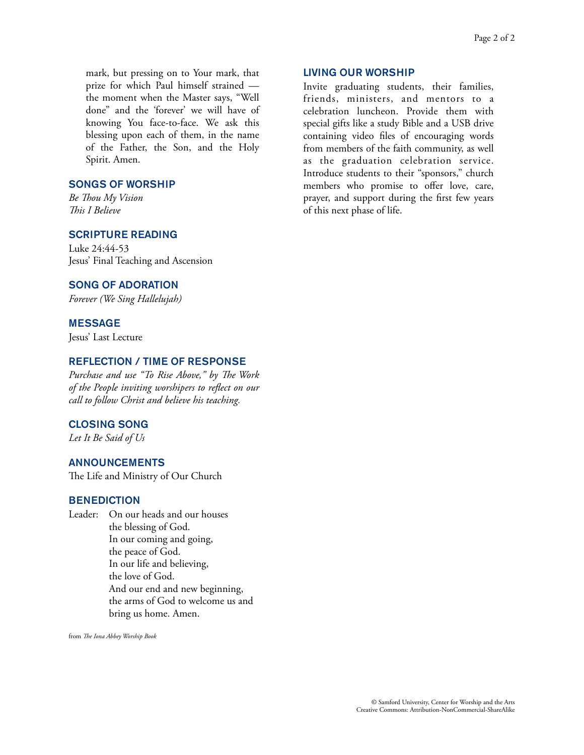mark, but pressing on to Your mark, that prize for which Paul himself strained — the moment when the Master says, "Well done" and the 'forever' we will have of knowing You face-to-face. We ask this blessing upon each of them, in the name of the Father, the Son, and the Holy Spirit. Amen.

## SONGS OF WORSHIP

*Be Thou My Vision*
*This I Believe*

## SCRIPTURE READING

Luke 24:44-53
Jesus' Final Teaching and Ascension

## SONG OF ADORATION

*Forever (We Sing Hallelujah)*

## MESSAGE

Jesus' Last Lecture

## REFLECTION / TIME OF RESPONSE

*Purchase and use "To Rise Above," by The Work of the People inviting worshipers to reflect on our call to follow Christ and believe his teaching.*

## CLOSING SONG

*Let It Be Said of Us*

## ANNOUNCEMENTS

The Life and Ministry of Our Church

## BENEDICTION

Leader: On our heads and our houses
the blessing of God.
In our coming and going,
the peace of God.
In our life and believing,
the love of God.
And our end and new beginning,
the arms of God to welcome us and
bring us home. Amen.

from *The Iona Abbey Worship Book*

## LIVING OUR WORSHIP

Invite graduating students, their families, friends, ministers, and mentors to a celebration luncheon. Provide them with special gifts like a study Bible and a USB drive containing video files of encouraging words from members of the faith community, as well as the graduation celebration service. Introduce students to their "sponsors," church members who promise to offer love, care, prayer, and support during the first few years of this next phase of life.

© Samford University, Center for Worship and the Arts
Creative Commons: Attribution-NonCommercial-ShareAlike